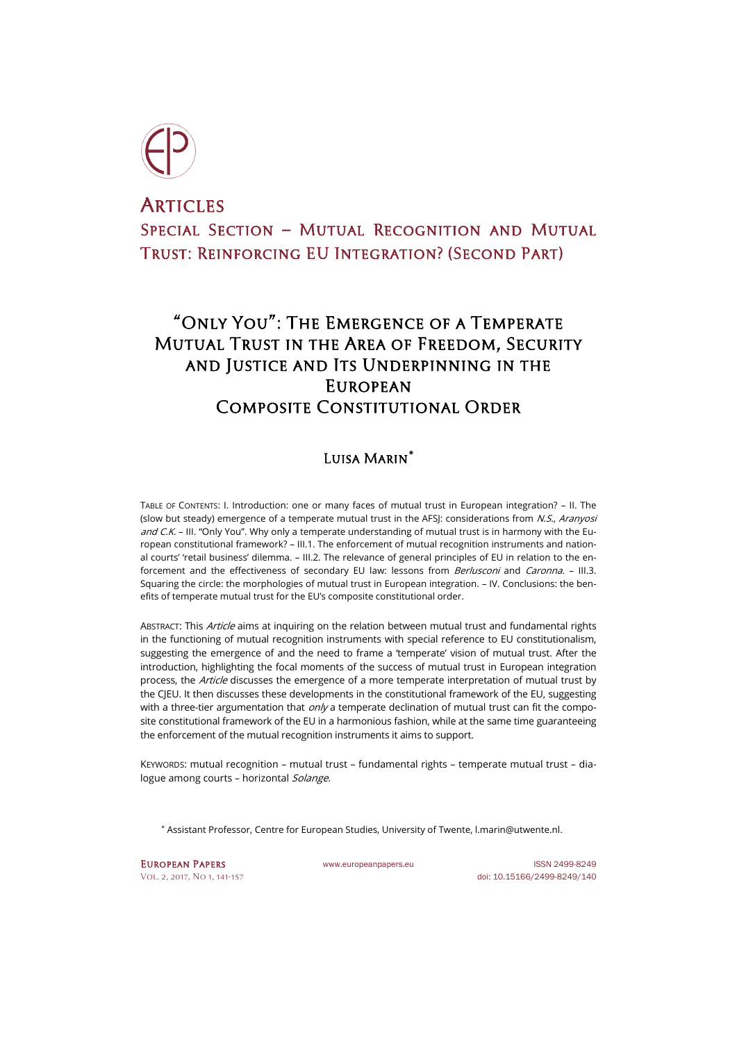# Articles

## Special Section – Mutual Recognition and Mutual Trust: Reinforcing EU Integration? (Second Part)

# "Only You": The Emergence of a Temperate Mutual Trust in the Area of Freedom, Security and Justice and Its Underpinning in the European Composite Constitutional Order

## Luisa Marin*

Table of Contents: I. Introduction: one or many faces of mutual trust in European integration? – II. The (slow but steady) emergence of a temperate mutual trust in the AFSJ: considerations from *N.S.*, *Aranyosi and C.K.* – III. "Only You". Why only a temperate understanding of mutual trust is in harmony with the European constitutional framework? – III.1. The enforcement of mutual recognition instruments and national courts' 'retail business' dilemma. – III.2. The relevance of general principles of EU in relation to the enforcement and the effectiveness of secondary EU law: lessons from *Berlusconi* and *Caronna*. – III.3. Squaring the circle: the morphologies of mutual trust in European integration. – IV. Conclusions: the benefits of temperate mutual trust for the EU's composite constitutional order.

Abstract: This *Article* aims at inquiring on the relation between mutual trust and fundamental rights in the functioning of mutual recognition instruments with special reference to EU constitutionalism, suggesting the emergence of and the need to frame a 'temperate' vision of mutual trust. After the introduction, highlighting the focal moments of the success of mutual trust in European integration process, the *Article* discusses the emergence of a more temperate interpretation of mutual trust by the CJEU. It then discusses these developments in the constitutional framework of the EU, suggesting with a three-tier argumentation that *only* a temperate declination of mutual trust can fit the composite constitutional framework of the EU in a harmonious fashion, while at the same time guaranteeing the enforcement of the mutual recognition instruments it aims to support.

Keywords: mutual recognition – mutual trust – fundamental rights – temperate mutual trust – dialogue among courts – horizontal *Solange*.

\* Assistant Professor, Centre for European Studies, University of Twente, l.marin@utwente.nl.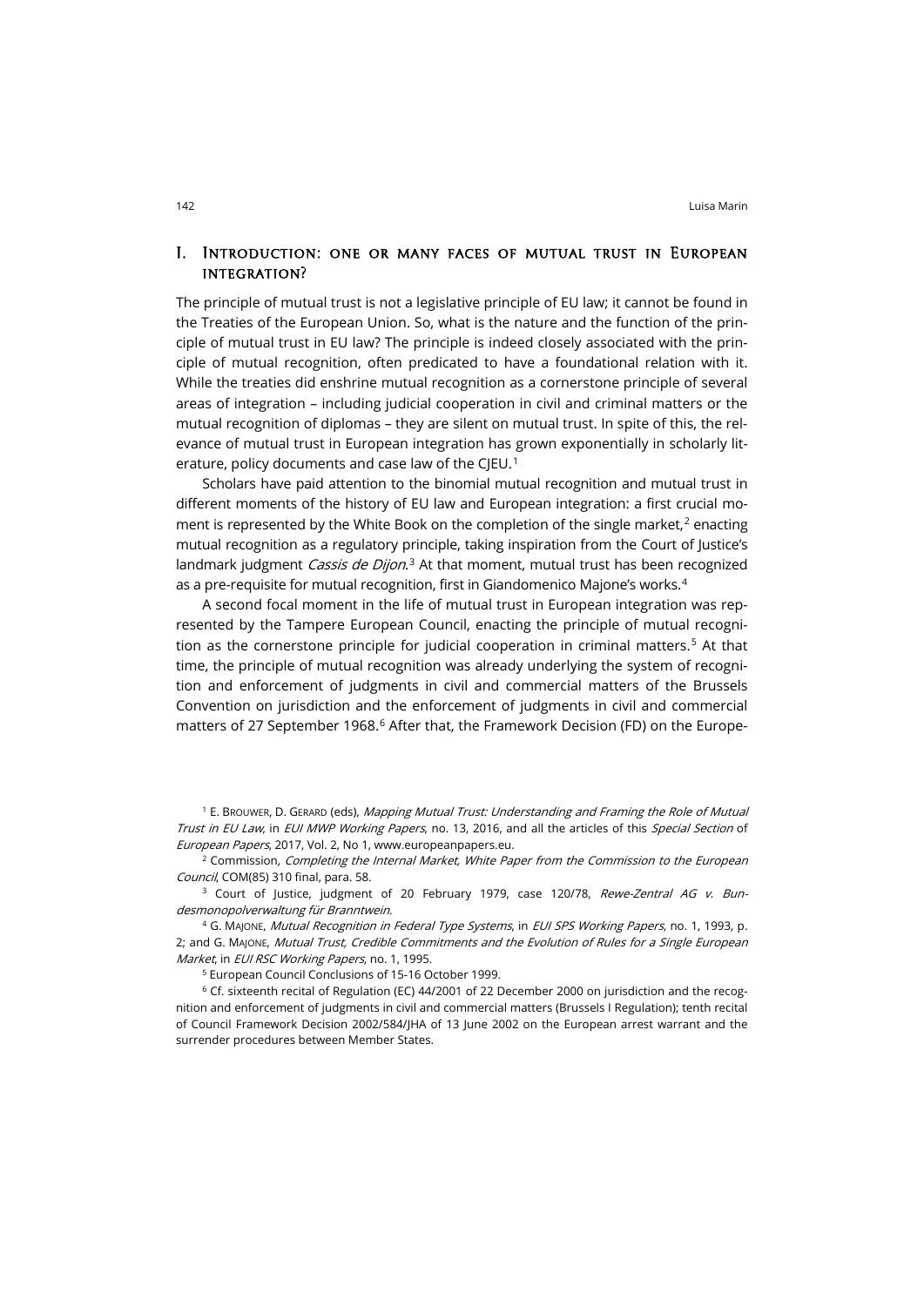## I. Introduction: one or many faces of mutual trust in European integration?

The principle of mutual trust is not a legislative principle of EU law; it cannot be found in the Treaties of the European Union. So, what is the nature and the function of the principle of mutual trust in EU law? The principle is indeed closely associated with the principle of mutual recognition, often predicated to have a foundational relation with it. While the treaties did enshrine mutual recognition as a cornerstone principle of several areas of integration – including judicial cooperation in civil and criminal matters or the mutual recognition of diplomas – they are silent on mutual trust. In spite of this, the relevance of mutual trust in European integration has grown exponentially in scholarly literature, policy documents and case law of the CJEU.[1]

Scholars have paid attention to the binomial mutual recognition and mutual trust in different moments of the history of EU law and European integration: a first crucial moment is represented by the White Book on the completion of the single market,[2] enacting mutual recognition as a regulatory principle, taking inspiration from the Court of Justice's landmark judgment *Cassis de Dijon*.[3] At that moment, mutual trust has been recognized as a pre-requisite for mutual recognition, first in Giandomenico Majone's works.[4]

A second focal moment in the life of mutual trust in European integration was represented by the Tampere European Council, enacting the principle of mutual recognition as the cornerstone principle for judicial cooperation in criminal matters.[5] At that time, the principle of mutual recognition was already underlying the system of recognition and enforcement of judgments in civil and commercial matters of the Brussels Convention on jurisdiction and the enforcement of judgments in civil and commercial matters of 27 September 1968.[6] After that, the Framework Decision (FD) on the Europe-

[1] E. Brouwer, D. Gerard (eds), *Mapping Mutual Trust: Understanding and Framing the Role of Mutual Trust in EU Law*, in *EUI MWP Working Papers*, no. 13, 2016, and all the articles of this *Special Section* of *European Papers*, 2017, Vol. 2, No 1, www.europeanpapers.eu.

[2] Commission, *Completing the Internal Market, White Paper from the Commission to the European Council*, COM(85) 310 final, para. 58.

[3] Court of Justice, judgment of 20 February 1979, case 120/78, *Rewe-Zentral AG v. Bundesmonopolverwaltung für Branntwein*.

[4] G. Majone, *Mutual Recognition in Federal Type Systems*, in *EUI SPS Working Papers*, no. 1, 1993, p. 2; and G. Majone, *Mutual Trust, Credible Commitments and the Evolution of Rules for a Single European Market*, in *EUI RSC Working Papers*, no. 1, 1995.

[5] European Council Conclusions of 15-16 October 1999.

[6] Cf. sixteenth recital of Regulation (EC) 44/2001 of 22 December 2000 on jurisdiction and the recognition and enforcement of judgments in civil and commercial matters (Brussels I Regulation); tenth recital of Council Framework Decision 2002/584/JHA of 13 June 2002 on the European arrest warrant and the surrender procedures between Member States.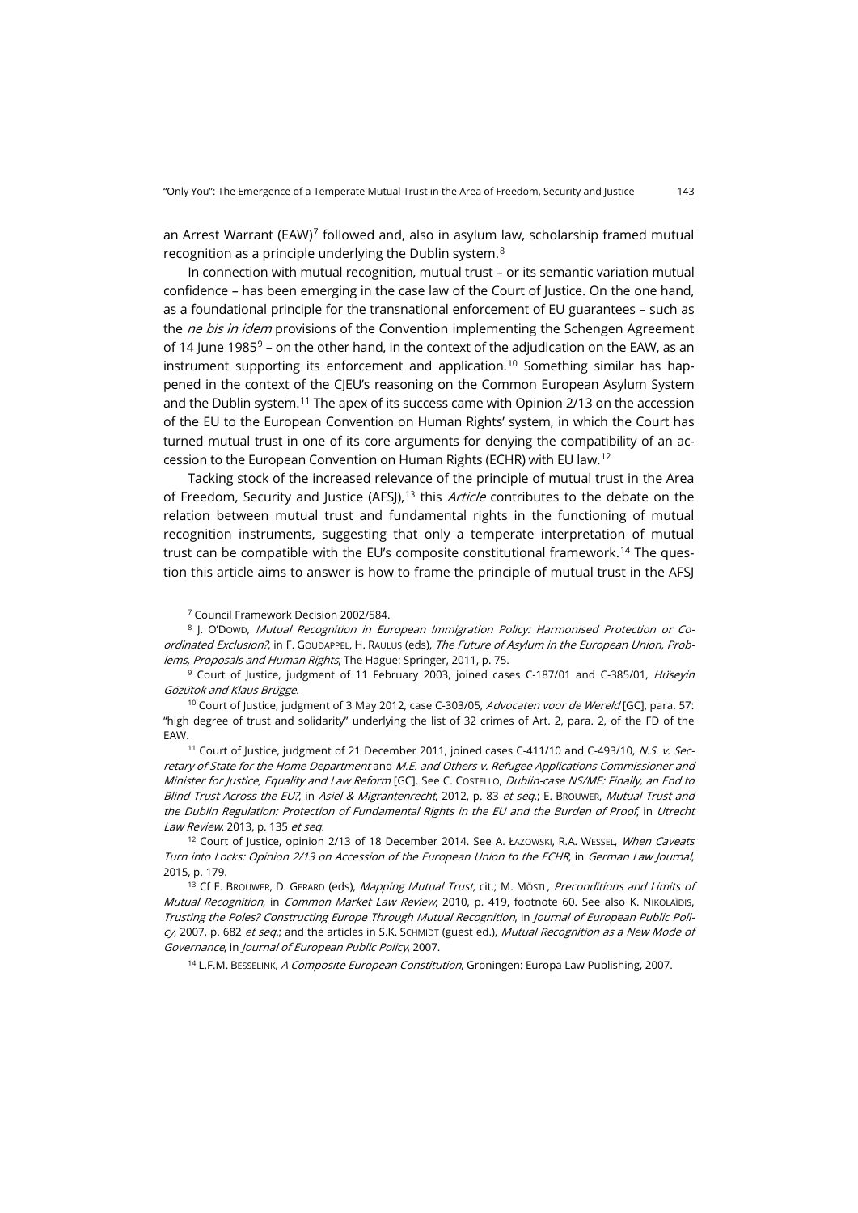an Arrest Warrant (EAW)[7] followed and, also in asylum law, scholarship framed mutual recognition as a principle underlying the Dublin system.[8]

In connection with mutual recognition, mutual trust – or its semantic variation mutual confidence – has been emerging in the case law of the Court of Justice. On the one hand, as a foundational principle for the transnational enforcement of EU guarantees – such as the *ne bis in idem* provisions of the Convention implementing the Schengen Agreement of 14 June 1985[9] – on the other hand, in the context of the adjudication on the EAW, as an instrument supporting its enforcement and application.[10] Something similar has happened in the context of the CJEU's reasoning on the Common European Asylum System and the Dublin system.[11] The apex of its success came with Opinion 2/13 on the accession of the EU to the European Convention on Human Rights' system, in which the Court has turned mutual trust in one of its core arguments for denying the compatibility of an accession to the European Convention on Human Rights (ECHR) with EU law.[12]

Tacking stock of the increased relevance of the principle of mutual trust in the Area of Freedom, Security and Justice (AFSJ),[13] this *Article* contributes to the debate on the relation between mutual trust and fundamental rights in the functioning of mutual recognition instruments, suggesting that only a temperate interpretation of mutual trust can be compatible with the EU's composite constitutional framework.[14] The question this article aims to answer is how to frame the principle of mutual trust in the AFSJ

[7] Council Framework Decision 2002/584.

[8] J. O'Dowd, *Mutual Recognition in European Immigration Policy: Harmonised Protection or Co-ordinated Exclusion?*, in F. Goudappel, H. Raulus (eds), *The Future of Asylum in the European Union, Problems, Proposals and Human Rights*, The Hague: Springer, 2011, p. 75.

[9] Court of Justice, judgment of 11 February 2003, joined cases C-187/01 and C-385/01, *Hüseyin Gözütok and Klaus Brügge*.

[10] Court of Justice, judgment of 3 May 2012, case C-303/05, *Advocaten voor de Wereld* [GC], para. 57: "high degree of trust and solidarity" underlying the list of 32 crimes of Art. 2, para. 2, of the FD of the EAW.

[11] Court of Justice, judgment of 21 December 2011, joined cases C-411/10 and C-493/10, *N.S. v. Secretary of State for the Home Department* and *M.E. and Others v. Refugee Applications Commissioner and Minister for Justice, Equality and Law Reform* [GC]. See C. Costello, *Dublin-case NS/ME: Finally, an End to Blind Trust Across the EU?*, in *Asiel & Migrantenrecht*, 2012, p. 83 *et seq.*; E. Brouwer, *Mutual Trust and the Dublin Regulation: Protection of Fundamental Rights in the EU and the Burden of Proof*, in *Utrecht Law Review*, 2013, p. 135 *et seq.*

[12] Court of Justice, opinion 2/13 of 18 December 2014. See A. Łazowski, R.A. Wessel, *When Caveats Turn into Locks: Opinion 2/13 on Accession of the European Union to the ECHR*, in *German Law Journal*, 2015, p. 179.

[13] Cf E. Brouwer, D. Gerard (eds), *Mapping Mutual Trust*, cit.; M. Möstl, *Preconditions and Limits of Mutual Recognition*, in *Common Market Law Review*, 2010, p. 419, footnote 60. See also K. Nikolaïdis, *Trusting the Poles? Constructing Europe Through Mutual Recognition*, in *Journal of European Public Policy*, 2007, p. 682 *et seq.*; and the articles in S.K. Schmidt (guest ed.), *Mutual Recognition as a New Mode of Governance*, in *Journal of European Public Policy*, 2007.

[14] L.F.M. Besselink, *A Composite European Constitution*, Groningen: Europa Law Publishing, 2007.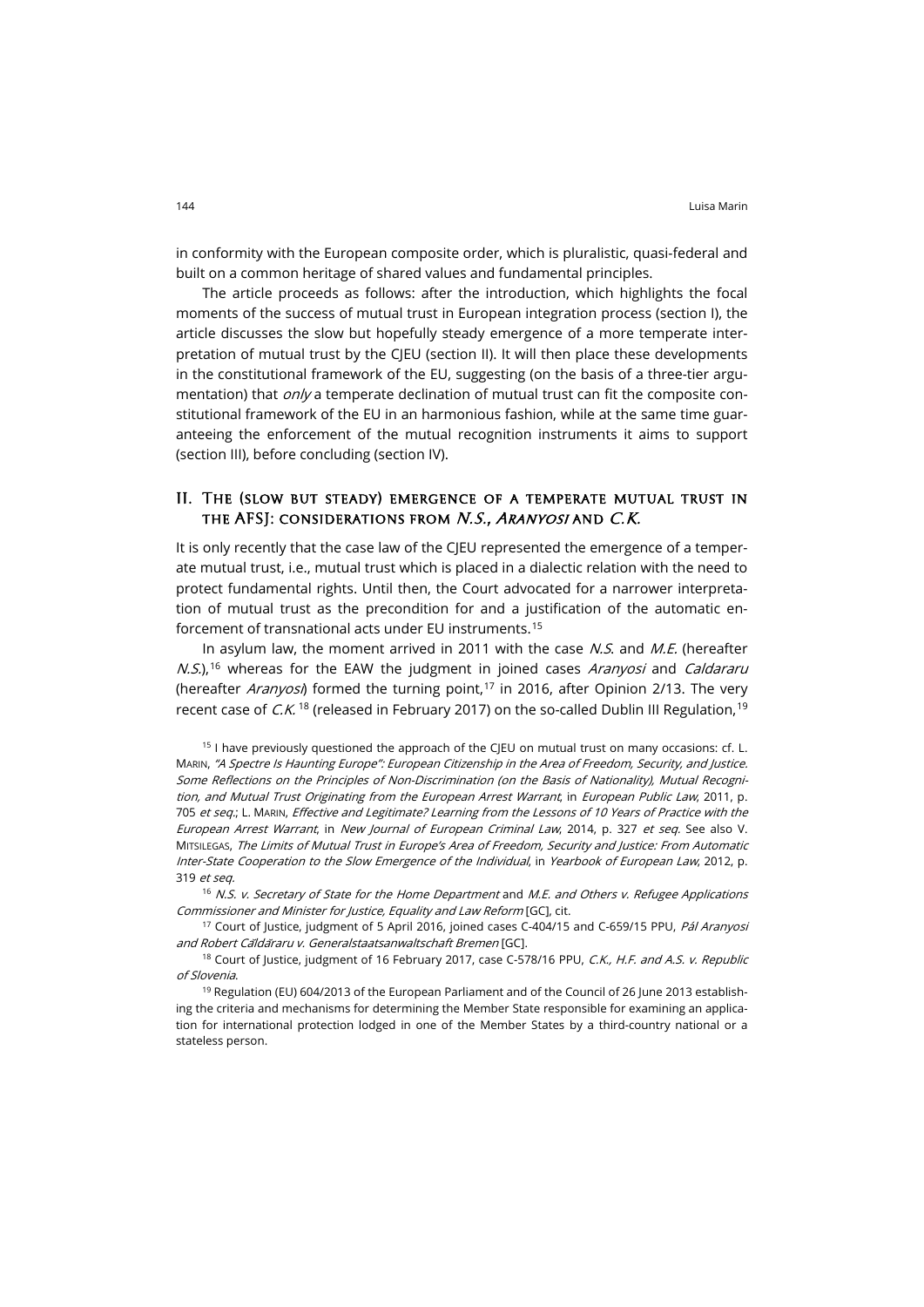in conformity with the European composite order, which is pluralistic, quasi-federal and built on a common heritage of shared values and fundamental principles.

The article proceeds as follows: after the introduction, which highlights the focal moments of the success of mutual trust in European integration process (section I), the article discusses the slow but hopefully steady emergence of a more temperate interpretation of mutual trust by the CJEU (section II). It will then place these developments in the constitutional framework of the EU, suggesting (on the basis of a three-tier argumentation) that *only* a temperate declination of mutual trust can fit the composite constitutional framework of the EU in an harmonious fashion, while at the same time guaranteeing the enforcement of the mutual recognition instruments it aims to support (section III), before concluding (section IV).

## II. The (slow but steady) emergence of a temperate mutual trust in the AFSJ: considerations from *N.S.*, *Aranyosi* and *C.K.*

It is only recently that the case law of the CJEU represented the emergence of a temperate mutual trust, i.e., mutual trust which is placed in a dialectic relation with the need to protect fundamental rights. Until then, the Court advocated for a narrower interpretation of mutual trust as the precondition for and a justification of the automatic enforcement of transnational acts under EU instruments.[15]

In asylum law, the moment arrived in 2011 with the case *N.S.* and *M.E.* (hereafter *N.S.*),[16] whereas for the EAW the judgment in joined cases *Aranyosi* and *Caldararu* (hereafter *Aranyosi*) formed the turning point,[17] in 2016, after Opinion 2/13. The very recent case of *C.K.* [18] (released in February 2017) on the so-called Dublin III Regulation,[19]

[15] I have previously questioned the approach of the CJEU on mutual trust on many occasions: cf. L. Marin, *"A Spectre Is Haunting Europe": European Citizenship in the Area of Freedom, Security, and Justice. Some Reflections on the Principles of Non-Discrimination (on the Basis of Nationality), Mutual Recognition, and Mutual Trust Originating from the European Arrest Warrant*, in *European Public Law*, 2011, p. 705 *et seq.*; L. Marin, *Effective and Legitimate? Learning from the Lessons of 10 Years of Practice with the European Arrest Warrant*, in *New Journal of European Criminal Law*, 2014, p. 327 *et seq*. See also V. Mitsilegas, *The Limits of Mutual Trust in Europe's Area of Freedom, Security and Justice: From Automatic Inter-State Cooperation to the Slow Emergence of the Individual*, in *Yearbook of European Law*, 2012, p. 319 *et seq.*

[16] *N.S. v. Secretary of State for the Home Department* and *M.E. and Others v. Refugee Applications Commissioner and Minister for Justice, Equality and Law Reform* [GC], cit.

[17] Court of Justice, judgment of 5 April 2016, joined cases C-404/15 and C-659/15 PPU, *Pál Aranyosi and Robert Căldăraru v. Generalstaatsanwaltschaft Bremen* [GC].

[18] Court of Justice, judgment of 16 February 2017, case C-578/16 PPU, *C.K., H.F. and A.S. v. Republic of Slovenia*.

[19] Regulation (EU) 604/2013 of the European Parliament and of the Council of 26 June 2013 establishing the criteria and mechanisms for determining the Member State responsible for examining an application for international protection lodged in one of the Member States by a third-country national or a stateless person.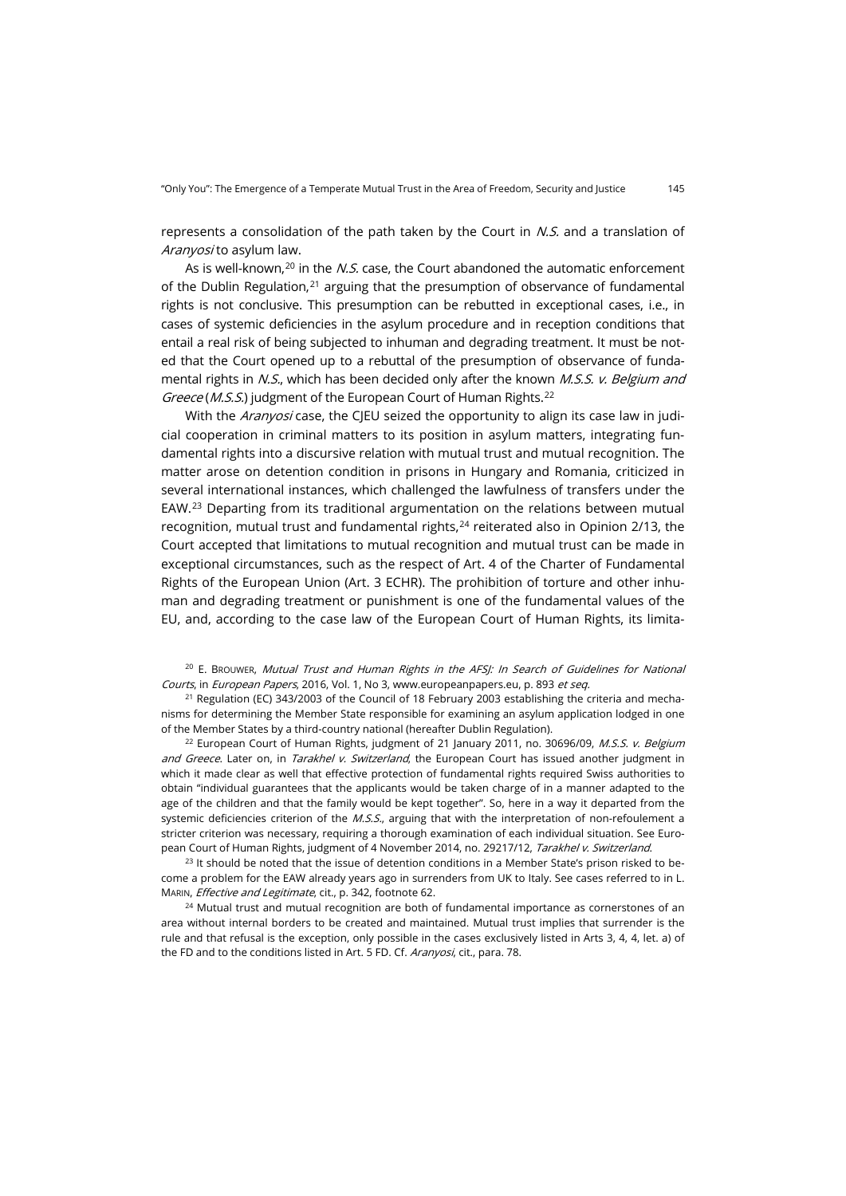represents a consolidation of the path taken by the Court in *N.S.* and a translation of *Aranyosi* to asylum law.

As is well-known,[20] in the *N.S.* case, the Court abandoned the automatic enforcement of the Dublin Regulation,[21] arguing that the presumption of observance of fundamental rights is not conclusive. This presumption can be rebutted in exceptional cases, i.e., in cases of systemic deficiencies in the asylum procedure and in reception conditions that entail a real risk of being subjected to inhuman and degrading treatment. It must be noted that the Court opened up to a rebuttal of the presumption of observance of fundamental rights in *N.S.*, which has been decided only after the known *M.S.S. v. Belgium and Greece* (*M.S.S.*) judgment of the European Court of Human Rights.[22]

With the *Aranyosi* case, the CJEU seized the opportunity to align its case law in judicial cooperation in criminal matters to its position in asylum matters, integrating fundamental rights into a discursive relation with mutual trust and mutual recognition. The matter arose on detention condition in prisons in Hungary and Romania, criticized in several international instances, which challenged the lawfulness of transfers under the EAW.[23] Departing from its traditional argumentation on the relations between mutual recognition, mutual trust and fundamental rights,[24] reiterated also in Opinion 2/13, the Court accepted that limitations to mutual recognition and mutual trust can be made in exceptional circumstances, such as the respect of Art. 4 of the Charter of Fundamental Rights of the European Union (Art. 3 ECHR). The prohibition of torture and other inhuman and degrading treatment or punishment is one of the fundamental values of the EU, and, according to the case law of the European Court of Human Rights, its limita-

[20] E. Brouwer, *Mutual Trust and Human Rights in the AFSJ: In Search of Guidelines for National Courts*, in *European Papers*, 2016, Vol. 1, No 3, www.europeanpapers.eu, p. 893 *et seq*.

[21] Regulation (EC) 343/2003 of the Council of 18 February 2003 establishing the criteria and mechanisms for determining the Member State responsible for examining an asylum application lodged in one of the Member States by a third-country national (hereafter Dublin Regulation).

[22] European Court of Human Rights, judgment of 21 January 2011, no. 30696/09, *M.S.S. v. Belgium and Greece*. Later on, in *Tarakhel v. Switzerland*, the European Court has issued another judgment in which it made clear as well that effective protection of fundamental rights required Swiss authorities to obtain "individual guarantees that the applicants would be taken charge of in a manner adapted to the age of the children and that the family would be kept together". So, here in a way it departed from the systemic deficiencies criterion of the *M.S.S.*, arguing that with the interpretation of non-refoulement a stricter criterion was necessary, requiring a thorough examination of each individual situation. See European Court of Human Rights, judgment of 4 November 2014, no. 29217/12, *Tarakhel v. Switzerland*.

[23] It should be noted that the issue of detention conditions in a Member State's prison risked to become a problem for the EAW already years ago in surrenders from UK to Italy. See cases referred to in L. Marin, *Effective and Legitimate*, cit., p. 342, footnote 62.

[24] Mutual trust and mutual recognition are both of fundamental importance as cornerstones of an area without internal borders to be created and maintained. Mutual trust implies that surrender is the rule and that refusal is the exception, only possible in the cases exclusively listed in Arts 3, 4, 4, let. a) of the FD and to the conditions listed in Art. 5 FD. Cf. *Aranyosi*, cit., para. 78.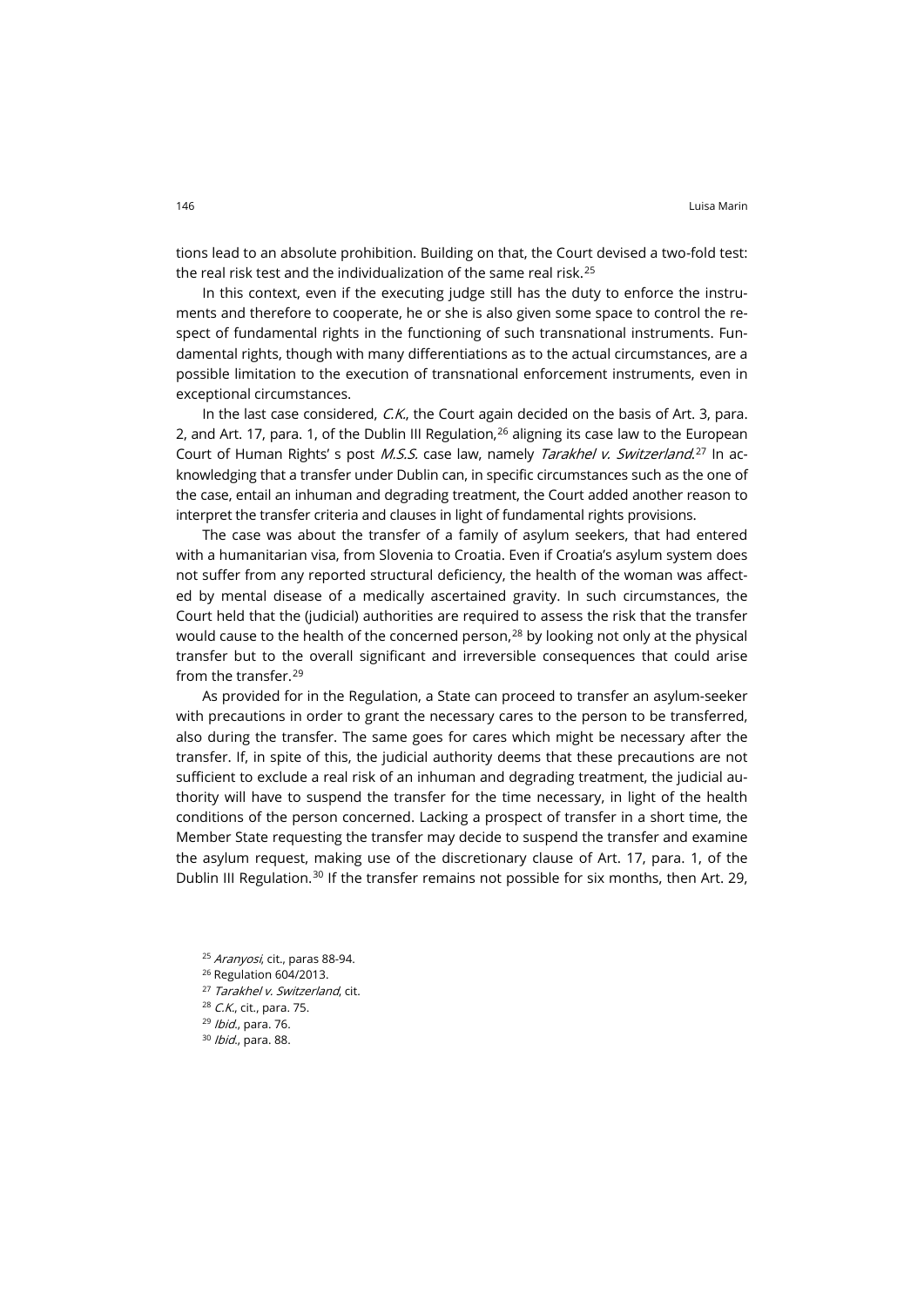tions lead to an absolute prohibition. Building on that, the Court devised a two-fold test: the real risk test and the individualization of the same real risk.[25]

In this context, even if the executing judge still has the duty to enforce the instruments and therefore to cooperate, he or she is also given some space to control the respect of fundamental rights in the functioning of such transnational instruments. Fundamental rights, though with many differentiations as to the actual circumstances, are a possible limitation to the execution of transnational enforcement instruments, even in exceptional circumstances.

In the last case considered, *C.K.*, the Court again decided on the basis of Art. 3, para. 2, and Art. 17, para. 1, of the Dublin III Regulation,[26] aligning its case law to the European Court of Human Rights' s post *M.S.S.* case law, namely *Tarakhel v. Switzerland*.[27] In acknowledging that a transfer under Dublin can, in specific circumstances such as the one of the case, entail an inhuman and degrading treatment, the Court added another reason to interpret the transfer criteria and clauses in light of fundamental rights provisions.

The case was about the transfer of a family of asylum seekers, that had entered with a humanitarian visa, from Slovenia to Croatia. Even if Croatia's asylum system does not suffer from any reported structural deficiency, the health of the woman was affected by mental disease of a medically ascertained gravity. In such circumstances, the Court held that the (judicial) authorities are required to assess the risk that the transfer would cause to the health of the concerned person,[28] by looking not only at the physical transfer but to the overall significant and irreversible consequences that could arise from the transfer.[29]

As provided for in the Regulation, a State can proceed to transfer an asylum-seeker with precautions in order to grant the necessary cares to the person to be transferred, also during the transfer. The same goes for cares which might be necessary after the transfer. If, in spite of this, the judicial authority deems that these precautions are not sufficient to exclude a real risk of an inhuman and degrading treatment, the judicial authority will have to suspend the transfer for the time necessary, in light of the health conditions of the person concerned. Lacking a prospect of transfer in a short time, the Member State requesting the transfer may decide to suspend the transfer and examine the asylum request, making use of the discretionary clause of Art. 17, para. 1, of the Dublin III Regulation.[30] If the transfer remains not possible for six months, then Art. 29,

[25] *Aranyosi*, cit., paras 88-94.

[26] Regulation 604/2013.

[27] *Tarakhel v. Switzerland*, cit.

[28] *C.K.*, cit., para. 75.

[29] *Ibid.*, para. 76.

[30] *Ibid.*, para. 88.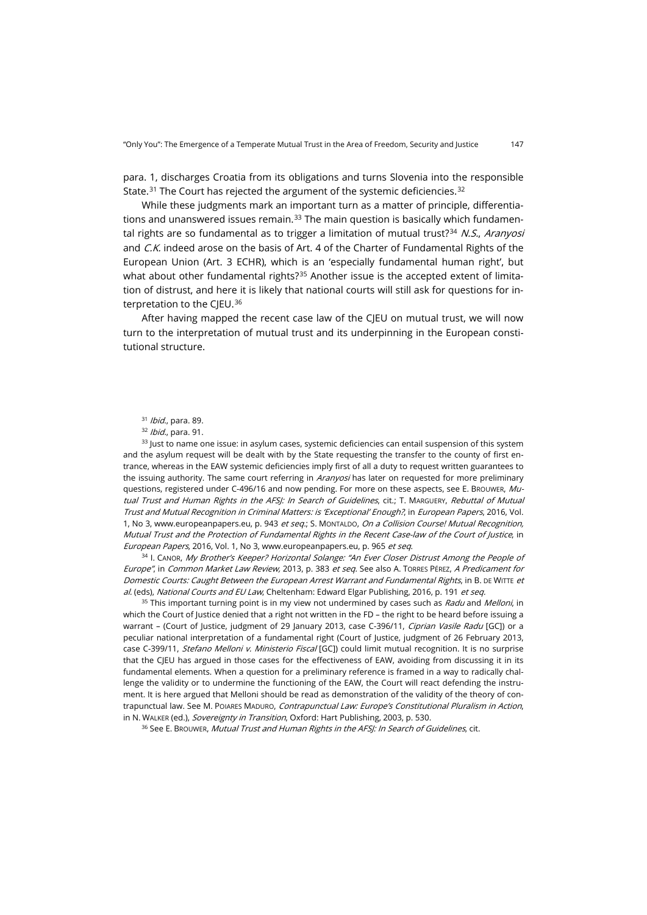para. 1, discharges Croatia from its obligations and turns Slovenia into the responsible State.[31] The Court has rejected the argument of the systemic deficiencies.[32]

While these judgments mark an important turn as a matter of principle, differentiations and unanswered issues remain.[33] The main question is basically which fundamental rights are so fundamental as to trigger a limitation of mutual trust?[34] *N.S.*, *Aranyosi* and *C.K.* indeed arose on the basis of Art. 4 of the Charter of Fundamental Rights of the European Union (Art. 3 ECHR), which is an 'especially fundamental human right', but what about other fundamental rights?[35] Another issue is the accepted extent of limitation of distrust, and here it is likely that national courts will still ask for questions for interpretation to the CJEU.[36]

After having mapped the recent case law of the CJEU on mutual trust, we will now turn to the interpretation of mutual trust and its underpinning in the European constitutional structure.

---

[31] *Ibid.*, para. 89.

[32] *Ibid.*, para. 91.

[33] Just to name one issue: in asylum cases, systemic deficiencies can entail suspension of this system and the asylum request will be dealt with by the State requesting the transfer to the county of first entrance, whereas in the EAW systemic deficiencies imply first of all a duty to request written guarantees to the issuing authority. The same court referring in *Aranyosi* has later on requested for more preliminary questions, registered under C-496/16 and now pending. For more on these aspects, see E. Brouwer, *Mutual Trust and Human Rights in the AFSJ: In Search of Guidelines*, cit.; T. Marguery, *Rebuttal of Mutual Trust and Mutual Recognition in Criminal Matters: is 'Exceptional' Enough?*, in *European Papers*, 2016, Vol. 1, No 3, www.europeanpapers.eu, p. 943 *et seq.*; S. Montaldo, *On a Collision Course! Mutual Recognition, Mutual Trust and the Protection of Fundamental Rights in the Recent Case-law of the Court of Justice*, in *European Papers*, 2016, Vol. 1, No 3, www.europeanpapers.eu, p. 965 *et seq.*

[34] I. Canor, *My Brother's Keeper? Horizontal Solange: "An Ever Closer Distrust Among the People of Europe"*, in *Common Market Law Review*, 2013, p. 383 *et seq.* See also A. Torres Pérez, *A Predicament for Domestic Courts: Caught Between the European Arrest Warrant and Fundamental Rights*, in B. de Witte *et al.* (eds), *National Courts and EU Law*, Cheltenham: Edward Elgar Publishing, 2016, p. 191 *et seq.*

[35] This important turning point is in my view not undermined by cases such as *Radu* and *Melloni*, in which the Court of Justice denied that a right not written in the FD – the right to be heard before issuing a warrant – (Court of Justice, judgment of 29 January 2013, case C-396/11, *Ciprian Vasile Radu* [GC]) or a peculiar national interpretation of a fundamental right (Court of Justice, judgment of 26 February 2013, case C-399/11, *Stefano Melloni v. Ministerio Fiscal* [GC]) could limit mutual recognition. It is no surprise that the CJEU has argued in those cases for the effectiveness of EAW, avoiding from discussing it in its fundamental elements. When a question for a preliminary reference is framed in a way to radically challenge the validity or to undermine the functioning of the EAW, the Court will react defending the instrument. It is here argued that Melloni should be read as demonstration of the validity of the theory of contrapunctual law. See M. Poiares Maduro, *Contrapunctual Law: Europe's Constitutional Pluralism in Action*, in N. Walker (ed.), *Sovereignty in Transition*, Oxford: Hart Publishing, 2003, p. 530.

[36] See E. Brouwer, *Mutual Trust and Human Rights in the AFSJ: In Search of Guidelines*, cit.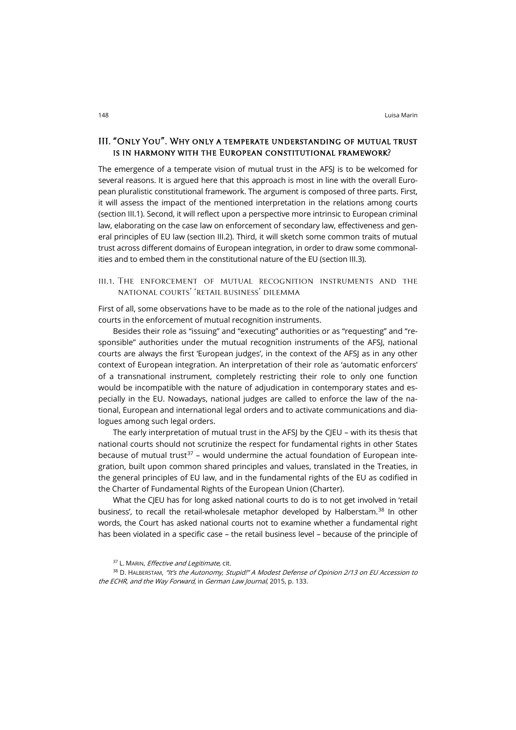## III. "Only You". Why only a temperate understanding of mutual trust is in harmony with the European constitutional framework?

The emergence of a temperate vision of mutual trust in the AFSJ is to be welcomed for several reasons. It is argued here that this approach is most in line with the overall European pluralistic constitutional framework. The argument is composed of three parts. First, it will assess the impact of the mentioned interpretation in the relations among courts (section III.1). Second, it will reflect upon a perspective more intrinsic to European criminal law, elaborating on the case law on enforcement of secondary law, effectiveness and general principles of EU law (section III.2). Third, it will sketch some common traits of mutual trust across different domains of European integration, in order to draw some commonalities and to embed them in the constitutional nature of the EU (section III.3).

### III.1. The enforcement of mutual recognition instruments and the national courts' 'retail business' dilemma

First of all, some observations have to be made as to the role of the national judges and courts in the enforcement of mutual recognition instruments.

Besides their role as "issuing" and "executing" authorities or as "requesting" and "responsible" authorities under the mutual recognition instruments of the AFSJ, national courts are always the first 'European judges', in the context of the AFSJ as in any other context of European integration. An interpretation of their role as 'automatic enforcers' of a transnational instrument, completely restricting their role to only one function would be incompatible with the nature of adjudication in contemporary states and especially in the EU. Nowadays, national judges are called to enforce the law of the national, European and international legal orders and to activate communications and dialogues among such legal orders.

The early interpretation of mutual trust in the AFSJ by the CJEU – with its thesis that national courts should not scrutinize the respect for fundamental rights in other States because of mutual trust[37] – would undermine the actual foundation of European integration, built upon common shared principles and values, translated in the Treaties, in the general principles of EU law, and in the fundamental rights of the EU as codified in the Charter of Fundamental Rights of the European Union (Charter).

What the CJEU has for long asked national courts to do is to not get involved in 'retail business', to recall the retail-wholesale metaphor developed by Halberstam.[38] In other words, the Court has asked national courts not to examine whether a fundamental right has been violated in a specific case – the retail business level – because of the principle of

---

[37] L. Marin, *Effective and Legitimate*, cit.

[38] D. Halberstam, *"It's the Autonomy, Stupid!" A Modest Defense of Opinion 2/13 on EU Accession to the ECHR, and the Way Forward*, in *German Law Journal*, 2015, p. 133.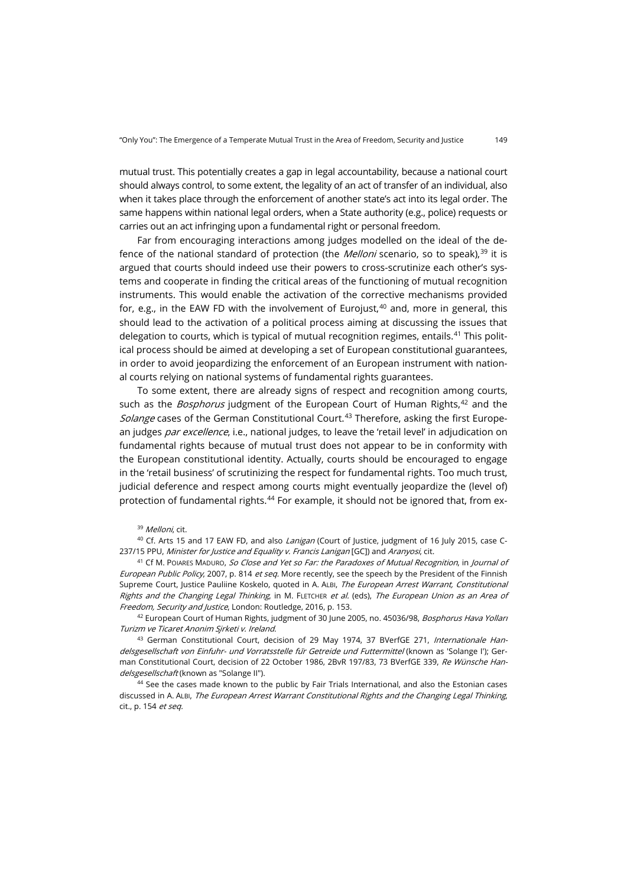mutual trust. This potentially creates a gap in legal accountability, because a national court should always control, to some extent, the legality of an act of transfer of an individual, also when it takes place through the enforcement of another state's act into its legal order. The same happens within national legal orders, when a State authority (e.g., police) requests or carries out an act infringing upon a fundamental right or personal freedom.

Far from encouraging interactions among judges modelled on the ideal of the defence of the national standard of protection (the *Melloni* scenario, so to speak),[39] it is argued that courts should indeed use their powers to cross-scrutinize each other's systems and cooperate in finding the critical areas of the functioning of mutual recognition instruments. This would enable the activation of the corrective mechanisms provided for, e.g., in the EAW FD with the involvement of Eurojust,[40] and, more in general, this should lead to the activation of a political process aiming at discussing the issues that delegation to courts, which is typical of mutual recognition regimes, entails.[41] This political process should be aimed at developing a set of European constitutional guarantees, in order to avoid jeopardizing the enforcement of an European instrument with national courts relying on national systems of fundamental rights guarantees.

To some extent, there are already signs of respect and recognition among courts, such as the *Bosphorus* judgment of the European Court of Human Rights,[42] and the *Solange* cases of the German Constitutional Court.[43] Therefore, asking the first European judges *par excellence*, i.e., national judges, to leave the 'retail level' in adjudication on fundamental rights because of mutual trust does not appear to be in conformity with the European constitutional identity. Actually, courts should be encouraged to engage in the 'retail business' of scrutinizing the respect for fundamental rights. Too much trust, judicial deference and respect among courts might eventually jeopardize the (level of) protection of fundamental rights.[44] For example, it should not be ignored that, from ex-

[39] *Melloni*, cit.

[40] Cf. Arts 15 and 17 EAW FD, and also *Lanigan* (Court of Justice, judgment of 16 July 2015, case C-237/15 PPU, *Minister for Justice and Equality v. Francis Lanigan* [GC]) and *Aranyosi*, cit.

[41] Cf M. Poiares Maduro, *So Close and Yet so Far: the Paradoxes of Mutual Recognition*, in *Journal of European Public Policy*, 2007, p. 814 *et seq*. More recently, see the speech by the President of the Finnish Supreme Court, Justice Pauliine Koskelo, quoted in A. Albi, *The European Arrest Warrant, Constitutional Rights and the Changing Legal Thinking*, in M. Fletcher *et al.* (eds), *The European Union as an Area of Freedom, Security and Justice*, London: Routledge, 2016, p. 153.

[42] European Court of Human Rights, judgment of 30 June 2005, no. 45036/98, *Bosphorus Hava Yolları Turizm ve Ticaret Anonim Şirketi v. Ireland*.

[43] German Constitutional Court, decision of 29 May 1974, 37 BVerfGE 271, *Internationale Handelsgesellschaft von Einfuhr- und Vorratsstelle für Getreide und Futtermittel* (known as 'Solange I'); German Constitutional Court, decision of 22 October 1986, 2BvR 197/83, 73 BVerfGE 339, *Re Wünsche Handelsgesellschaft* (known as "Solange II").

[44] See the cases made known to the public by Fair Trials International, and also the Estonian cases discussed in A. Albi, *The European Arrest Warrant Constitutional Rights and the Changing Legal Thinking*, cit., p. 154 *et seq.*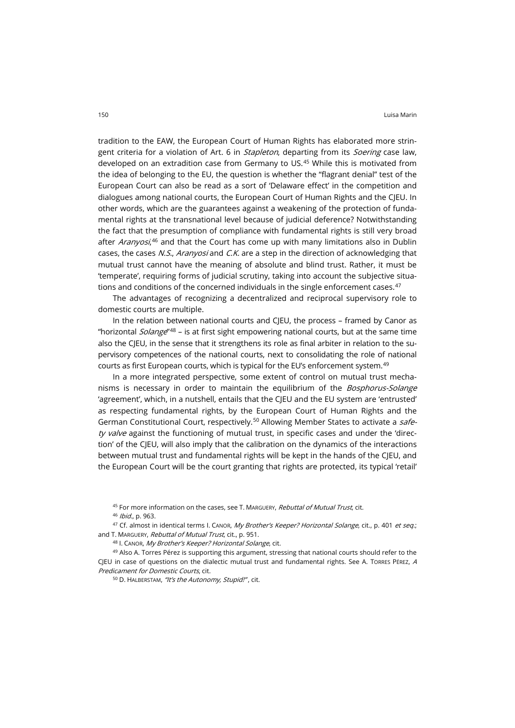tradition to the EAW, the European Court of Human Rights has elaborated more stringent criteria for a violation of Art. 6 in *Stapleton*, departing from its *Soering* case law, developed on an extradition case from Germany to US.[45] While this is motivated from the idea of belonging to the EU, the question is whether the "flagrant denial" test of the European Court can also be read as a sort of 'Delaware effect' in the competition and dialogues among national courts, the European Court of Human Rights and the CJEU. In other words, which are the guarantees against a weakening of the protection of fundamental rights at the transnational level because of judicial deference? Notwithstanding the fact that the presumption of compliance with fundamental rights is still very broad after *Aranyosi*,[46] and that the Court has come up with many limitations also in Dublin cases, the cases *N.S.*, *Aranyosi* and *C.K.* are a step in the direction of acknowledging that mutual trust cannot have the meaning of absolute and blind trust. Rather, it must be 'temperate', requiring forms of judicial scrutiny, taking into account the subjective situations and conditions of the concerned individuals in the single enforcement cases.[47]

The advantages of recognizing a decentralized and reciprocal supervisory role to domestic courts are multiple.

In the relation between national courts and CJEU, the process – framed by Canor as "horizontal *Solange*"[48] – is at first sight empowering national courts, but at the same time also the CJEU, in the sense that it strengthens its role as final arbiter in relation to the supervisory competences of the national courts, next to consolidating the role of national courts as first European courts, which is typical for the EU's enforcement system.[49]

In a more integrated perspective, some extent of control on mutual trust mechanisms is necessary in order to maintain the equilibrium of the *Bosphorus-Solange* 'agreement', which, in a nutshell, entails that the CJEU and the EU system are 'entrusted' as respecting fundamental rights, by the European Court of Human Rights and the German Constitutional Court, respectively.[50] Allowing Member States to activate a *safety valve* against the functioning of mutual trust, in specific cases and under the 'direction' of the CJEU, will also imply that the calibration on the dynamics of the interactions between mutual trust and fundamental rights will be kept in the hands of the CJEU, and the European Court will be the court granting that rights are protected, its typical 'retail'

[45] For more information on the cases, see T. Marguery, *Rebuttal of Mutual Trust*, cit.

[46] *Ibid.*, p. 963.

[47] Cf. almost in identical terms I. Canor, *My Brother's Keeper? Horizontal Solange*, cit., p. 401 *et seq.*; and T. Marguery, *Rebuttal of Mutual Trust*, cit., p. 951.

[48] I. Canor, *My Brother's Keeper? Horizontal Solange*, cit.

[49] Also A. Torres Pérez is supporting this argument, stressing that national courts should refer to the CJEU in case of questions on the dialectic mutual trust and fundamental rights. See A. Torres Pérez, *A Predicament for Domestic Courts*, cit.

[50] D. Halberstam, *"It's the Autonomy, Stupid!"*, cit.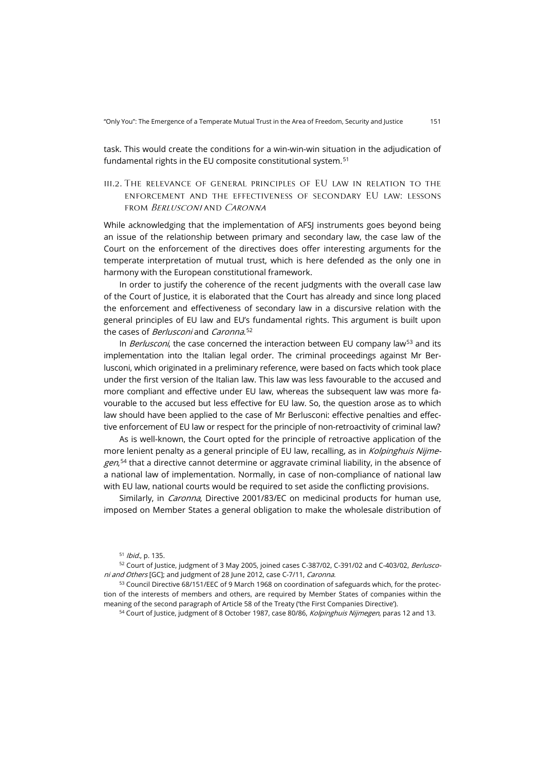task. This would create the conditions for a win-win-win situation in the adjudication of fundamental rights in the EU composite constitutional system.[51]

### III.2. The relevance of general principles of EU law in relation to the enforcement and the effectiveness of secondary EU law: lessons from *Berlusconi* and *Caronna*

While acknowledging that the implementation of AFSJ instruments goes beyond being an issue of the relationship between primary and secondary law, the case law of the Court on the enforcement of the directives does offer interesting arguments for the temperate interpretation of mutual trust, which is here defended as the only one in harmony with the European constitutional framework.

In order to justify the coherence of the recent judgments with the overall case law of the Court of Justice, it is elaborated that the Court has already and since long placed the enforcement and effectiveness of secondary law in a discursive relation with the general principles of EU law and EU's fundamental rights. This argument is built upon the cases of *Berlusconi* and *Caronna*.[52]

In *Berlusconi*, the case concerned the interaction between EU company law[53] and its implementation into the Italian legal order. The criminal proceedings against Mr Berlusconi, which originated in a preliminary reference, were based on facts which took place under the first version of the Italian law. This law was less favourable to the accused and more compliant and effective under EU law, whereas the subsequent law was more favourable to the accused but less effective for EU law. So, the question arose as to which law should have been applied to the case of Mr Berlusconi: effective penalties and effective enforcement of EU law or respect for the principle of non-retroactivity of criminal law?

As is well-known, the Court opted for the principle of retroactive application of the more lenient penalty as a general principle of EU law, recalling, as in *Kolpinghuis Nijmegen*,[54] that a directive cannot determine or aggravate criminal liability, in the absence of a national law of implementation. Normally, in case of non-compliance of national law with EU law, national courts would be required to set aside the conflicting provisions.

Similarly, in *Caronna*, Directive 2001/83/EC on medicinal products for human use, imposed on Member States a general obligation to make the wholesale distribution of

---

[51] *Ibid.*, p. 135.

[52] Court of Justice, judgment of 3 May 2005, joined cases C-387/02, C-391/02 and C-403/02, *Berlusconi and Others* [GC]; and judgment of 28 June 2012, case C-7/11, *Caronna*.

[53] Council Directive 68/151/EEC of 9 March 1968 on coordination of safeguards which, for the protection of the interests of members and others, are required by Member States of companies within the meaning of the second paragraph of Article 58 of the Treaty ('the First Companies Directive').

[54] Court of Justice, judgment of 8 October 1987, case 80/86, *Kolpinghuis Nijmegen*, paras 12 and 13.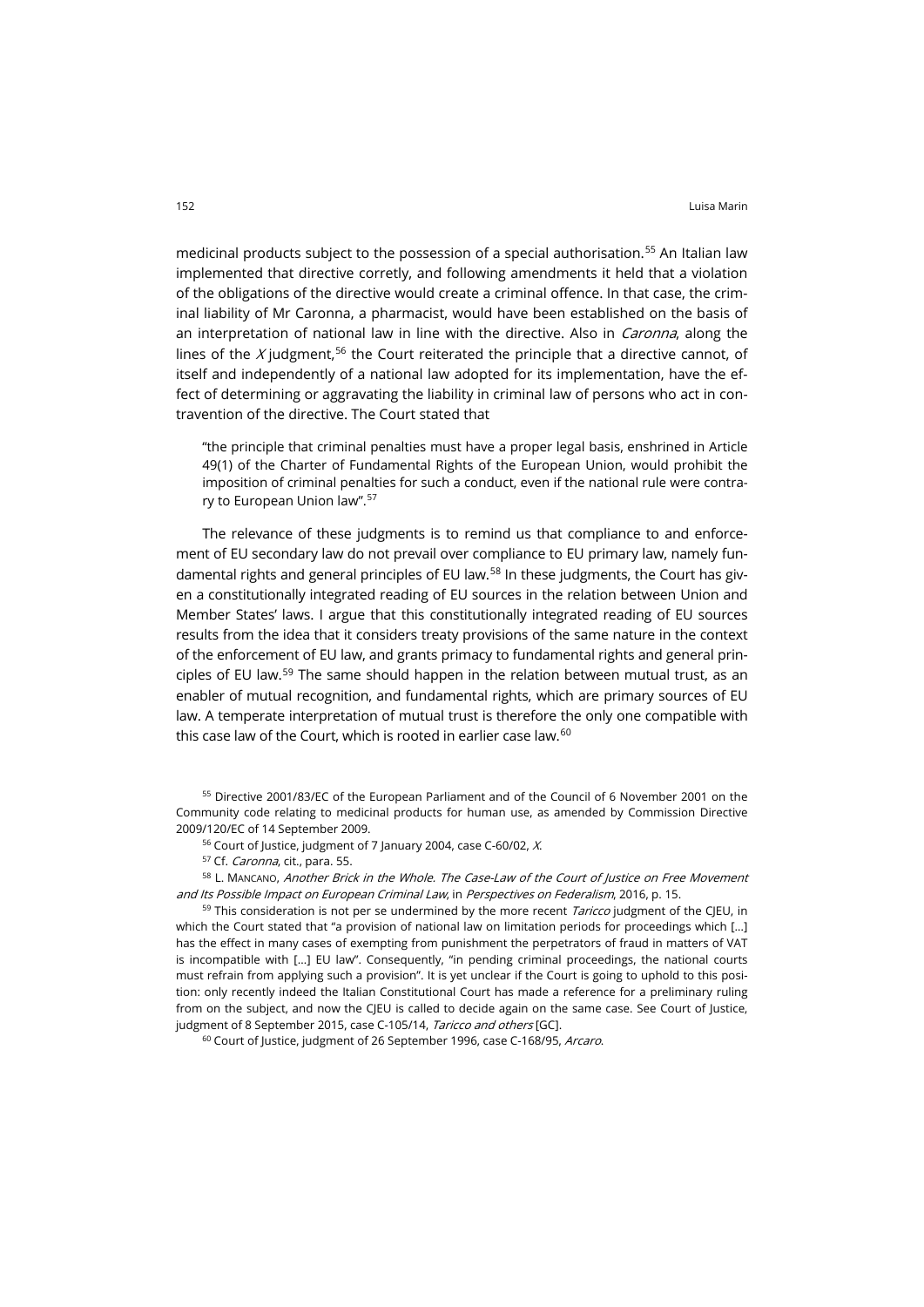medicinal products subject to the possession of a special authorisation.[55] An Italian law implemented that directive corretly, and following amendments it held that a violation of the obligations of the directive would create a criminal offence. In that case, the criminal liability of Mr Caronna, a pharmacist, would have been established on the basis of an interpretation of national law in line with the directive. Also in *Caronna*, along the lines of the *X* judgment,[56] the Court reiterated the principle that a directive cannot, of itself and independently of a national law adopted for its implementation, have the effect of determining or aggravating the liability in criminal law of persons who act in contravention of the directive. The Court stated that

> "the principle that criminal penalties must have a proper legal basis, enshrined in Article 49(1) of the Charter of Fundamental Rights of the European Union, would prohibit the imposition of criminal penalties for such a conduct, even if the national rule were contrary to European Union law".[57]

The relevance of these judgments is to remind us that compliance to and enforcement of EU secondary law do not prevail over compliance to EU primary law, namely fundamental rights and general principles of EU law.[58] In these judgments, the Court has given a constitutionally integrated reading of EU sources in the relation between Union and Member States' laws. I argue that this constitutionally integrated reading of EU sources results from the idea that it considers treaty provisions of the same nature in the context of the enforcement of EU law, and grants primacy to fundamental rights and general principles of EU law.[59] The same should happen in the relation between mutual trust, as an enabler of mutual recognition, and fundamental rights, which are primary sources of EU law. A temperate interpretation of mutual trust is therefore the only one compatible with this case law of the Court, which is rooted in earlier case law.[60]

---

[55] Directive 2001/83/EC of the European Parliament and of the Council of 6 November 2001 on the Community code relating to medicinal products for human use, as amended by Commission Directive 2009/120/EC of 14 September 2009.

[56] Court of Justice, judgment of 7 January 2004, case C-60/02, *X*.

[57] Cf. *Caronna*, cit., para. 55.

[58] L. Mancano, *Another Brick in the Whole. The Case-Law of the Court of Justice on Free Movement and Its Possible Impact on European Criminal Law*, in *Perspectives on Federalism*, 2016, p. 15.

[59] This consideration is not per se undermined by the more recent *Taricco* judgment of the CJEU, in which the Court stated that "a provision of national law on limitation periods for proceedings which […] has the effect in many cases of exempting from punishment the perpetrators of fraud in matters of VAT is incompatible with […] EU law". Consequently, "in pending criminal proceedings, the national courts must refrain from applying such a provision". It is yet unclear if the Court is going to uphold to this position: only recently indeed the Italian Constitutional Court has made a reference for a preliminary ruling from on the subject, and now the CJEU is called to decide again on the same case. See Court of Justice, judgment of 8 September 2015, case C-105/14, *Taricco and others* [GC].

[60] Court of Justice, judgment of 26 September 1996, case C-168/95, *Arcaro*.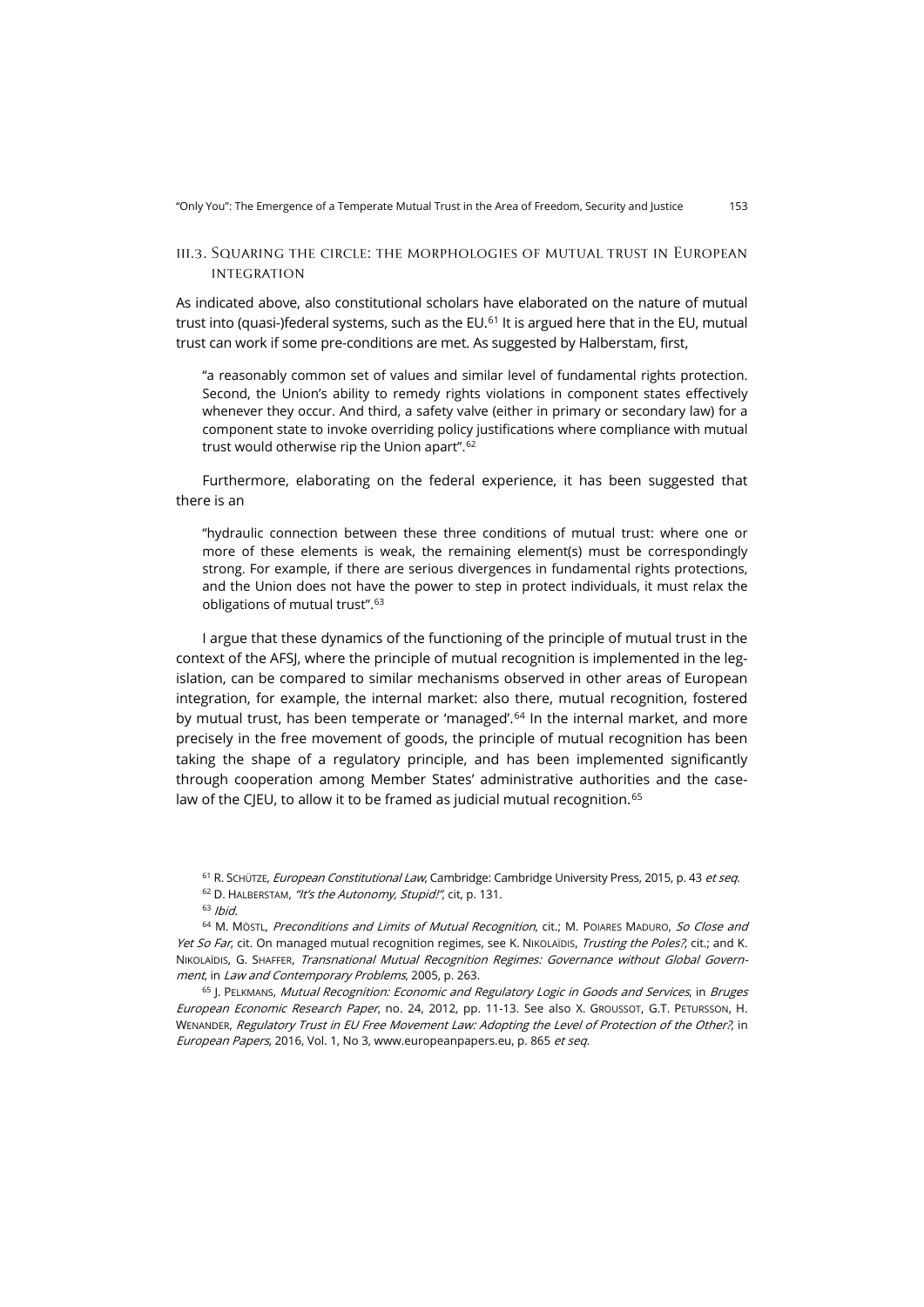### III.3. Squaring the circle: the morphologies of mutual trust in European integration

As indicated above, also constitutional scholars have elaborated on the nature of mutual trust into (quasi-)federal systems, such as the EU.[61] It is argued here that in the EU, mutual trust can work if some pre-conditions are met. As suggested by Halberstam, first,

> "a reasonably common set of values and similar level of fundamental rights protection. Second, the Union's ability to remedy rights violations in component states effectively whenever they occur. And third, a safety valve (either in primary or secondary law) for a component state to invoke overriding policy justifications where compliance with mutual trust would otherwise rip the Union apart".[62]

Furthermore, elaborating on the federal experience, it has been suggested that there is an

> "hydraulic connection between these three conditions of mutual trust: where one or more of these elements is weak, the remaining element(s) must be correspondingly strong. For example, if there are serious divergences in fundamental rights protections, and the Union does not have the power to step in protect individuals, it must relax the obligations of mutual trust".[63]

I argue that these dynamics of the functioning of the principle of mutual trust in the context of the AFSJ, where the principle of mutual recognition is implemented in the legislation, can be compared to similar mechanisms observed in other areas of European integration, for example, the internal market: also there, mutual recognition, fostered by mutual trust, has been temperate or 'managed'.[64] In the internal market, and more precisely in the free movement of goods, the principle of mutual recognition has been taking the shape of a regulatory principle, and has been implemented significantly through cooperation among Member States' administrative authorities and the case-law of the CJEU, to allow it to be framed as judicial mutual recognition.[65]

---

[61] R. Schütze, *European Constitutional Law*, Cambridge: Cambridge University Press, 2015, p. 43 *et seq*.

[62] D. Halberstam, *"It's the Autonomy, Stupid!"*, cit, p. 131.

[63] *Ibid*.

[64] M. Möstl, *Preconditions and Limits of Mutual Recognition*, cit.; M. Poiares Maduro, *So Close and Yet So Far*, cit. On managed mutual recognition regimes, see K. Nikolaïdis, *Trusting the Poles?*, cit.; and K. Nikolaïdis, G. Shaffer, *Transnational Mutual Recognition Regimes: Governance without Global Government*, in *Law and Contemporary Problems*, 2005, p. 263.

[65] J. Pelkmans, *Mutual Recognition: Economic and Regulatory Logic in Goods and Services*, in *Bruges European Economic Research Paper*, no. 24, 2012, pp. 11-13. See also X. Groussot, G.T. Petursson, H. Wenander, *Regulatory Trust in EU Free Movement Law: Adopting the Level of Protection of the Other?*, in *European Papers*, 2016, Vol. 1, No 3, www.europeanpapers.eu, p. 865 *et seq*.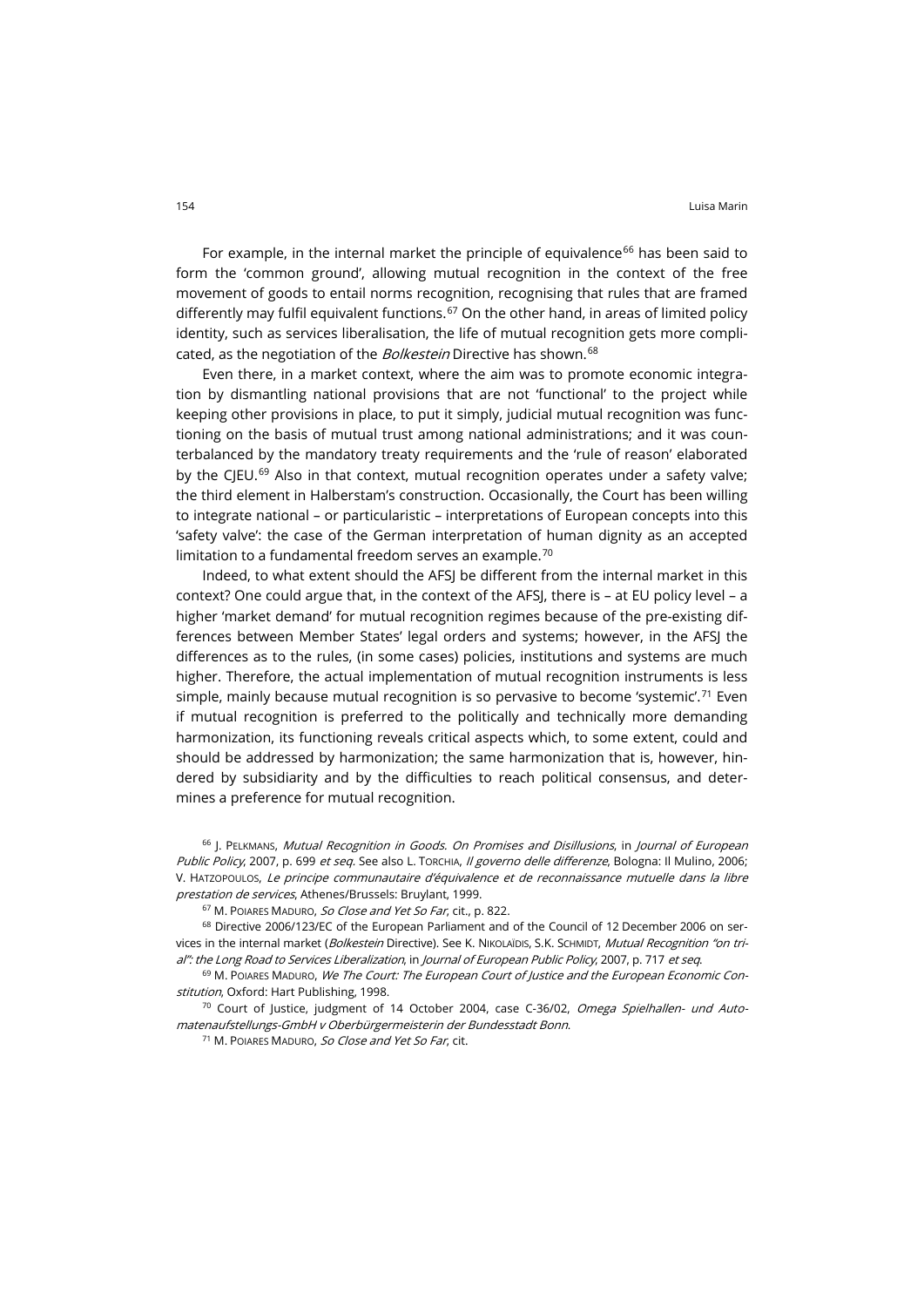For example, in the internal market the principle of equivalence[66] has been said to form the 'common ground', allowing mutual recognition in the context of the free movement of goods to entail norms recognition, recognising that rules that are framed differently may fulfil equivalent functions.[67] On the other hand, in areas of limited policy identity, such as services liberalisation, the life of mutual recognition gets more complicated, as the negotiation of the *Bolkestein* Directive has shown.[68]

Even there, in a market context, where the aim was to promote economic integration by dismantling national provisions that are not 'functional' to the project while keeping other provisions in place, to put it simply, judicial mutual recognition was functioning on the basis of mutual trust among national administrations; and it was counterbalanced by the mandatory treaty requirements and the 'rule of reason' elaborated by the CJEU.[69] Also in that context, mutual recognition operates under a safety valve; the third element in Halberstam's construction. Occasionally, the Court has been willing to integrate national – or particularistic – interpretations of European concepts into this 'safety valve': the case of the German interpretation of human dignity as an accepted limitation to a fundamental freedom serves an example.[70]

Indeed, to what extent should the AFSJ be different from the internal market in this context? One could argue that, in the context of the AFSJ, there is – at EU policy level – a higher 'market demand' for mutual recognition regimes because of the pre-existing differences between Member States' legal orders and systems; however, in the AFSJ the differences as to the rules, (in some cases) policies, institutions and systems are much higher. Therefore, the actual implementation of mutual recognition instruments is less simple, mainly because mutual recognition is so pervasive to become 'systemic'.[71] Even if mutual recognition is preferred to the politically and technically more demanding harmonization, its functioning reveals critical aspects which, to some extent, could and should be addressed by harmonization; the same harmonization that is, however, hindered by subsidiarity and by the difficulties to reach political consensus, and determines a preference for mutual recognition.

[66] J. Pelkmans, *Mutual Recognition in Goods. On Promises and Disillusions*, in *Journal of European Public Policy*, 2007, p. 699 *et seq*. See also L. Torchia, *Il governo delle differenze*, Bologna: Il Mulino, 2006; V. Hatzopoulos, *Le principe communautaire d'équivalence et de reconnaissance mutuelle dans la libre prestation de services*, Athenes/Brussels: Bruylant, 1999.

[67] M. Poiares Maduro, *So Close and Yet So Far*, cit., p. 822.

[68] Directive 2006/123/EC of the European Parliament and of the Council of 12 December 2006 on services in the internal market (*Bolkestein* Directive). See K. Nikolaïdis, S.K. Schmidt, *Mutual Recognition "on trial": the Long Road to Services Liberalization*, in *Journal of European Public Policy*, 2007, p. 717 *et seq*.

[69] M. Poiares Maduro, *We The Court: The European Court of Justice and the European Economic Constitution*, Oxford: Hart Publishing, 1998.

[70] Court of Justice, judgment of 14 October 2004, case C-36/02, *Omega Spielhallen- und Automatenaufstellungs-GmbH v Oberbürgermeisterin der Bundesstadt Bonn*.

[71] M. Poiares Maduro, *So Close and Yet So Far*, cit.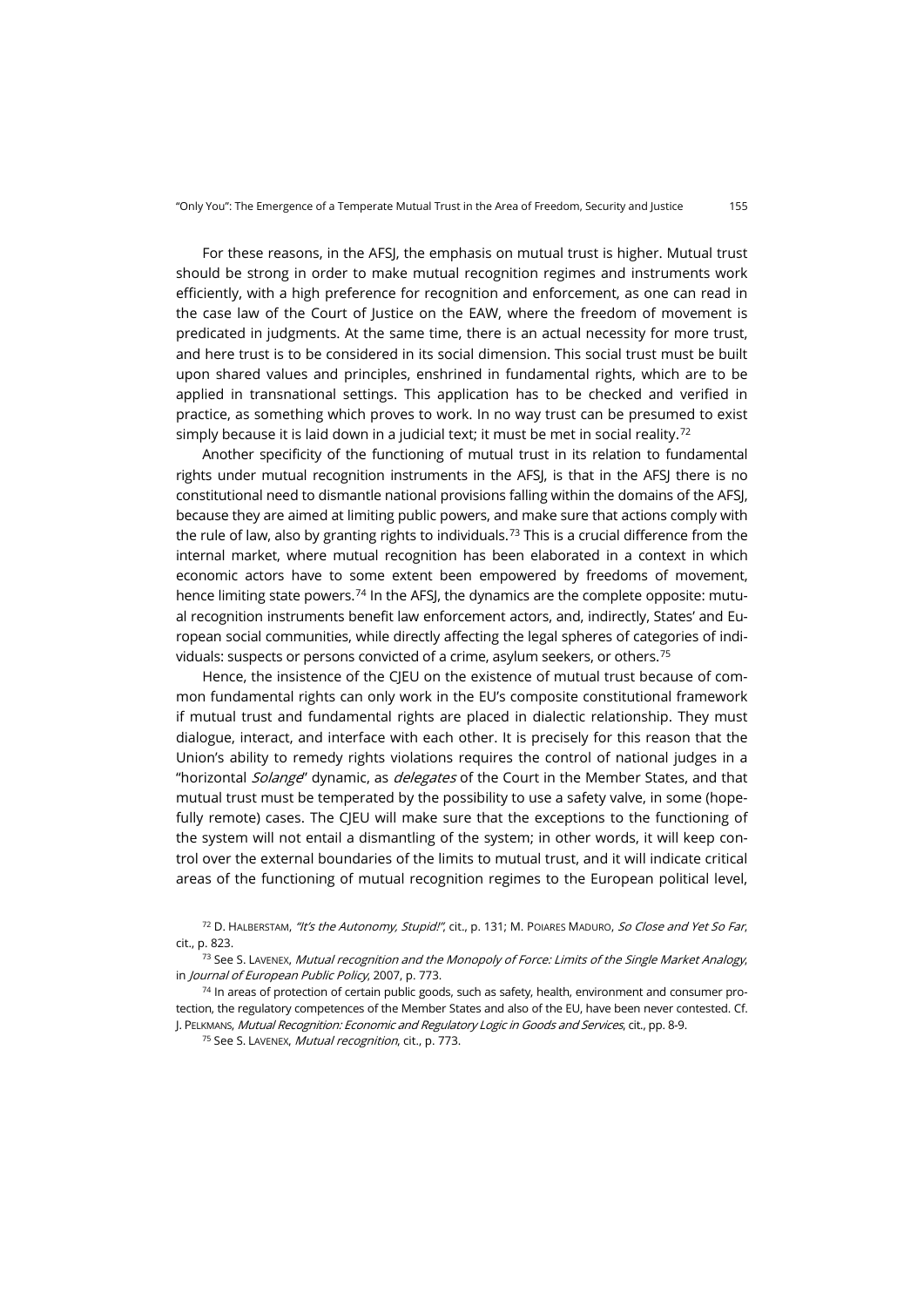For these reasons, in the AFSJ, the emphasis on mutual trust is higher. Mutual trust should be strong in order to make mutual recognition regimes and instruments work efficiently, with a high preference for recognition and enforcement, as one can read in the case law of the Court of Justice on the EAW, where the freedom of movement is predicated in judgments. At the same time, there is an actual necessity for more trust, and here trust is to be considered in its social dimension. This social trust must be built upon shared values and principles, enshrined in fundamental rights, which are to be applied in transnational settings. This application has to be checked and verified in practice, as something which proves to work. In no way trust can be presumed to exist simply because it is laid down in a judicial text; it must be met in social reality.[72]

Another specificity of the functioning of mutual trust in its relation to fundamental rights under mutual recognition instruments in the AFSJ, is that in the AFSJ there is no constitutional need to dismantle national provisions falling within the domains of the AFSJ, because they are aimed at limiting public powers, and make sure that actions comply with the rule of law, also by granting rights to individuals.[73] This is a crucial difference from the internal market, where mutual recognition has been elaborated in a context in which economic actors have to some extent been empowered by freedoms of movement, hence limiting state powers.[74] In the AFSJ, the dynamics are the complete opposite: mutual recognition instruments benefit law enforcement actors, and, indirectly, States' and European social communities, while directly affecting the legal spheres of categories of individuals: suspects or persons convicted of a crime, asylum seekers, or others.[75]

Hence, the insistence of the CJEU on the existence of mutual trust because of common fundamental rights can only work in the EU's composite constitutional framework if mutual trust and fundamental rights are placed in dialectic relationship. They must dialogue, interact, and interface with each other. It is precisely for this reason that the Union's ability to remedy rights violations requires the control of national judges in a "horizontal *Solange*" dynamic, as *delegates* of the Court in the Member States, and that mutual trust must be tempered by the possibility to use a safety valve, in some (hopefully remote) cases. The CJEU will make sure that the exceptions to the functioning of the system will not entail a dismantling of the system; in other words, it will keep control over the external boundaries of the limits to mutual trust, and it will indicate critical areas of the functioning of mutual recognition regimes to the European political level,

---

[72] D. HALBERSTAM, *"It's the Autonomy, Stupid!"*, cit., p. 131; M. POIARES MADURO, *So Close and Yet So Far*, cit., p. 823.

[73] See S. LAVENEX, *Mutual recognition and the Monopoly of Force: Limits of the Single Market Analogy*, in *Journal of European Public Policy*, 2007, p. 773.

[74] In areas of protection of certain public goods, such as safety, health, environment and consumer protection, the regulatory competences of the Member States and also of the EU, have been never contested. Cf. J. PELKMANS, *Mutual Recognition: Economic and Regulatory Logic in Goods and Services*, cit., pp. 8-9.

[75] See S. LAVENEX, *Mutual recognition*, cit., p. 773.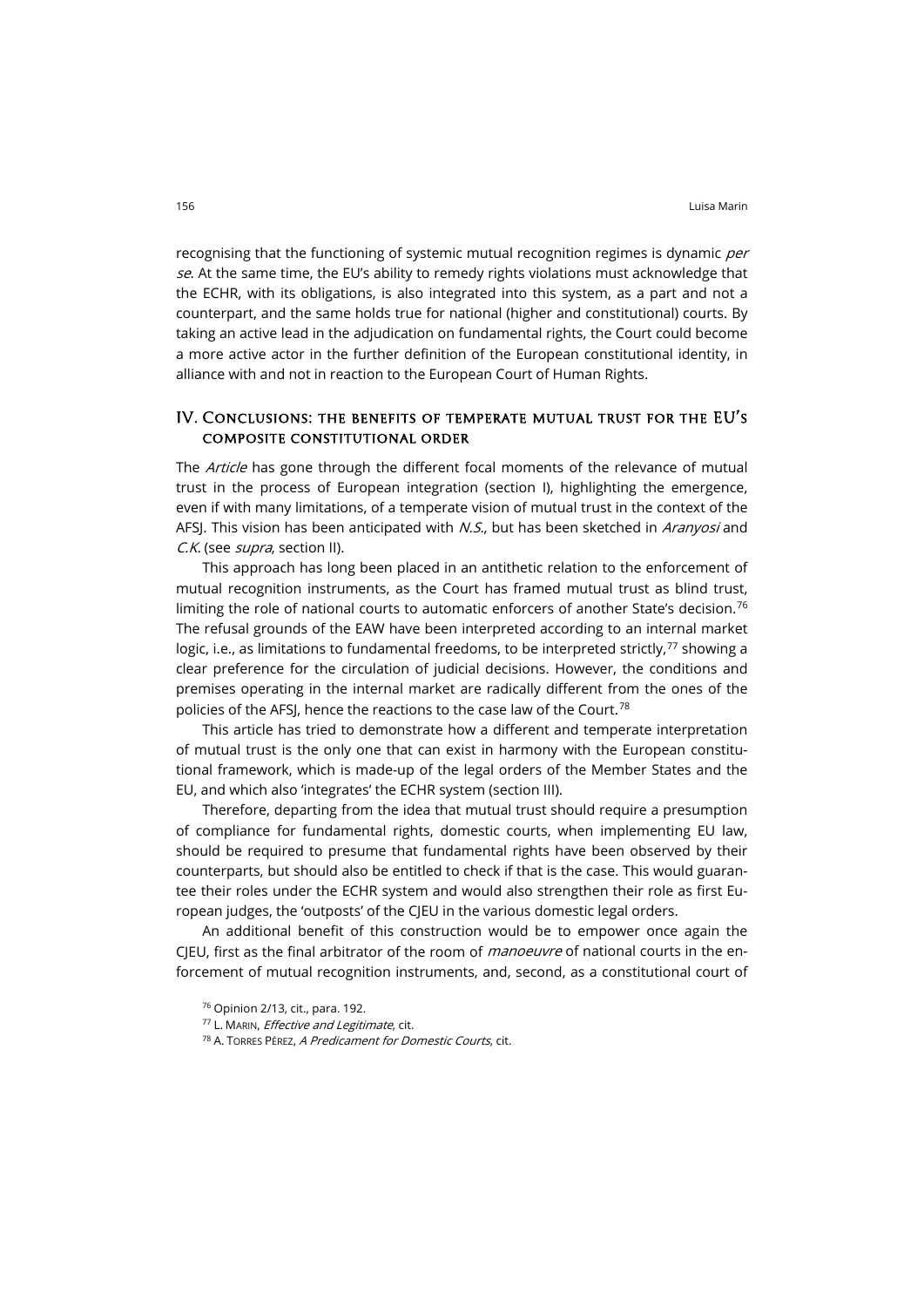recognising that the functioning of systemic mutual recognition regimes is dynamic *per se*. At the same time, the EU's ability to remedy rights violations must acknowledge that the ECHR, with its obligations, is also integrated into this system, as a part and not a counterpart, and the same holds true for national (higher and constitutional) courts. By taking an active lead in the adjudication on fundamental rights, the Court could become a more active actor in the further definition of the European constitutional identity, in alliance with and not in reaction to the European Court of Human Rights.

## IV. Conclusions: the benefits of temperate mutual trust for the EU's composite constitutional order

The *Article* has gone through the different focal moments of the relevance of mutual trust in the process of European integration (section I), highlighting the emergence, even if with many limitations, of a temperate vision of mutual trust in the context of the AFSJ. This vision has been anticipated with *N.S.*, but has been sketched in *Aranyosi* and *C.K.* (see *supra*, section II).

This approach has long been placed in an antithetic relation to the enforcement of mutual recognition instruments, as the Court has framed mutual trust as blind trust, limiting the role of national courts to automatic enforcers of another State's decision.[76] The refusal grounds of the EAW have been interpreted according to an internal market logic, i.e., as limitations to fundamental freedoms, to be interpreted strictly,[77] showing a clear preference for the circulation of judicial decisions. However, the conditions and premises operating in the internal market are radically different from the ones of the policies of the AFSJ, hence the reactions to the case law of the Court.[78]

This article has tried to demonstrate how a different and temperate interpretation of mutual trust is the only one that can exist in harmony with the European constitutional framework, which is made-up of the legal orders of the Member States and the EU, and which also 'integrates' the ECHR system (section III).

Therefore, departing from the idea that mutual trust should require a presumption of compliance for fundamental rights, domestic courts, when implementing EU law, should be required to presume that fundamental rights have been observed by their counterparts, but should also be entitled to check if that is the case. This would guarantee their roles under the ECHR system and would also strengthen their role as first European judges, the 'outposts' of the CJEU in the various domestic legal orders.

An additional benefit of this construction would be to empower once again the CJEU, first as the final arbitrator of the room of *manoeuvre* of national courts in the enforcement of mutual recognition instruments, and, second, as a constitutional court of

[76] Opinion 2/13, cit., para. 192.

[77] L. Marin, *Effective and Legitimate*, cit.

[78] A. Torres Pérez, *A Predicament for Domestic Courts*, cit.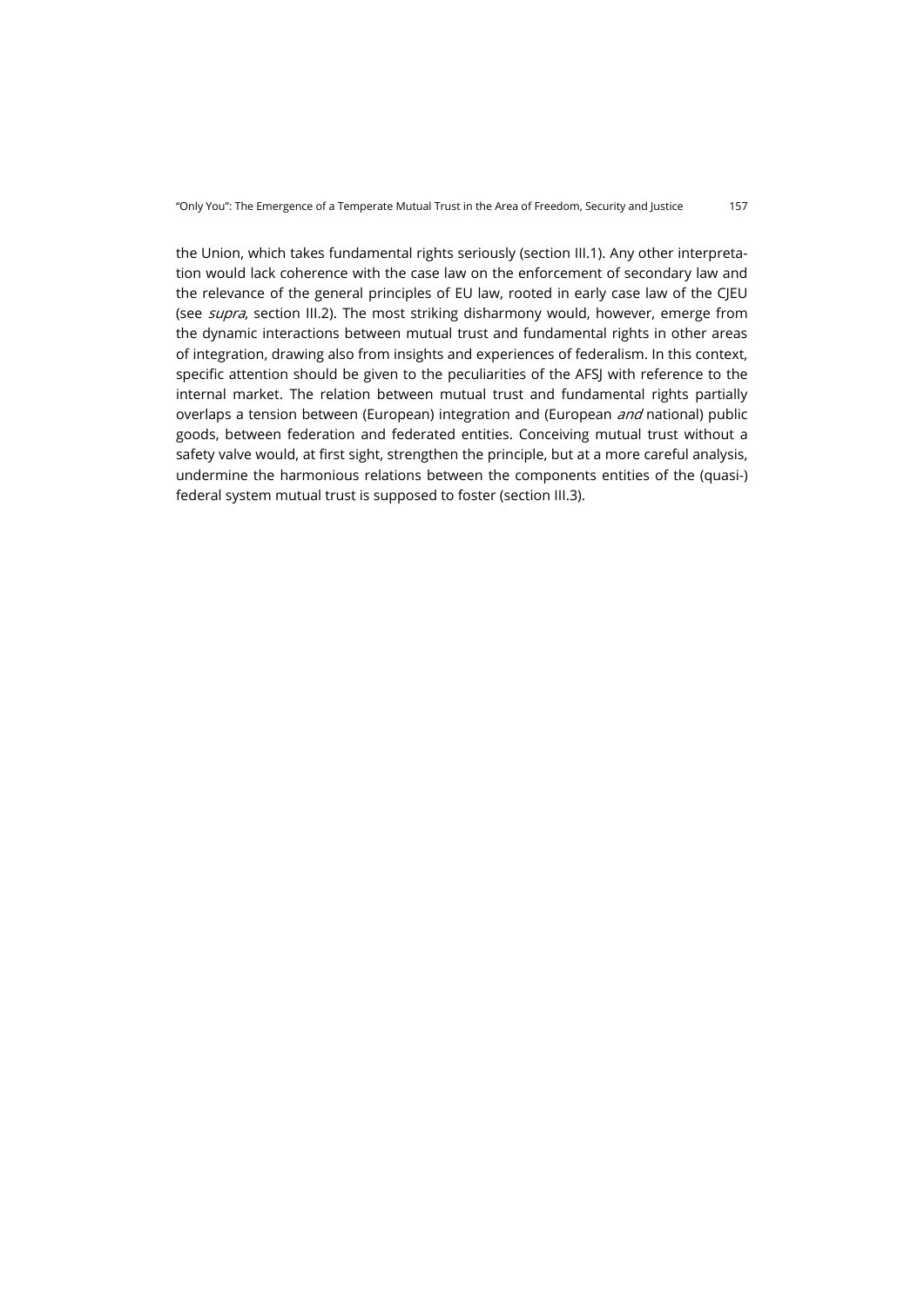the Union, which takes fundamental rights seriously (section III.1). Any other interpretation would lack coherence with the case law on the enforcement of secondary law and the relevance of the general principles of EU law, rooted in early case law of the CJEU (see *supra*, section III.2). The most striking disharmony would, however, emerge from the dynamic interactions between mutual trust and fundamental rights in other areas of integration, drawing also from insights and experiences of federalism. In this context, specific attention should be given to the peculiarities of the AFSJ with reference to the internal market. The relation between mutual trust and fundamental rights partially overlaps a tension between (European) integration and (European *and* national) public goods, between federation and federated entities. Conceiving mutual trust without a safety valve would, at first sight, strengthen the principle, but at a more careful analysis, undermine the harmonious relations between the components entities of the (quasi-) federal system mutual trust is supposed to foster (section III.3).